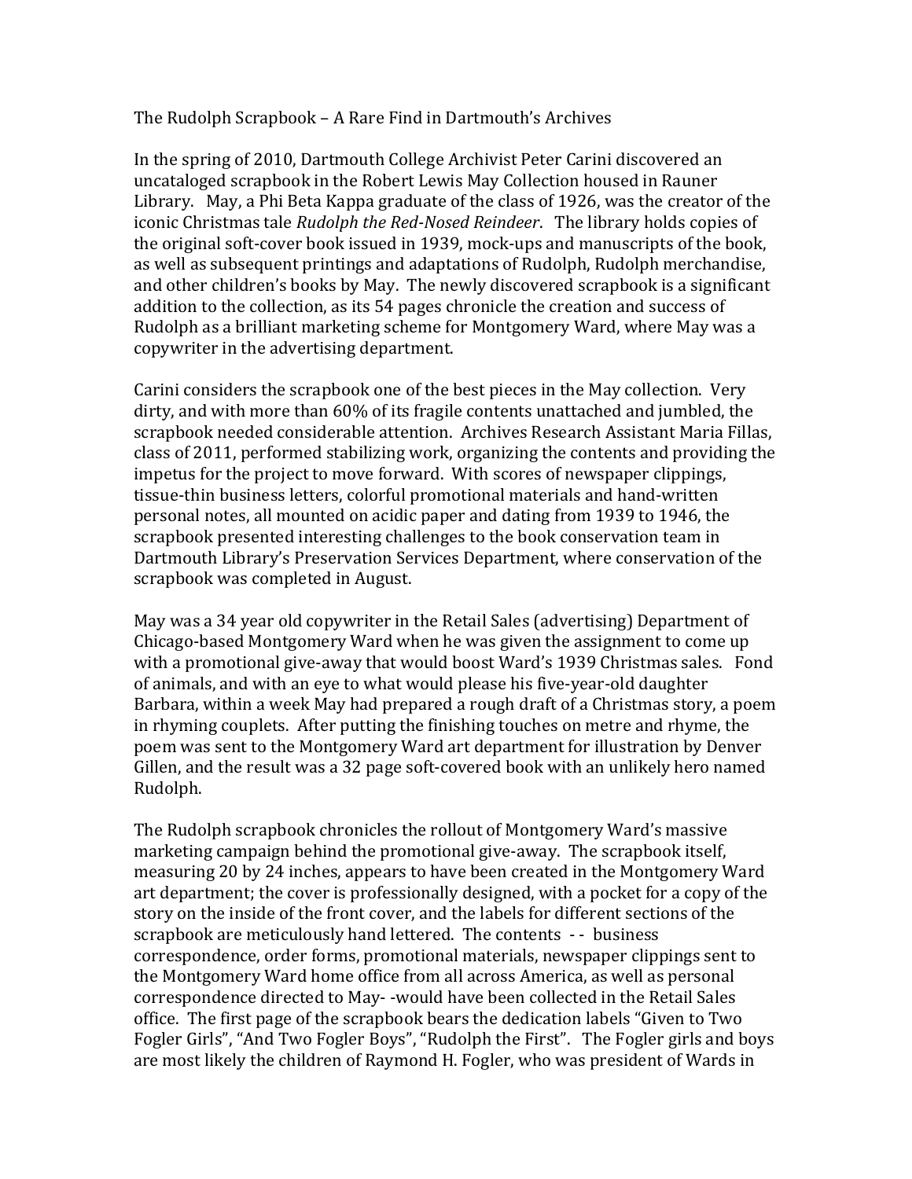# The Rudolph Scrapbook – A Rare Find in Dartmouth's Archives

In the spring of 2010, Dartmouth College Archivist Peter Carini discovered an uncataloged scrapbook in the Robert Lewis May Collection housed in Rauner Library. May, a Phi Beta Kappa graduate of the class of 1926, was the creator of the iconic Christmas tale *Rudolph the Red-Nosed Reindeer*. The library holds copies of the original soft-cover book issued in 1939, mock-ups and manuscripts of the book, as well as subsequent printings and adaptations of Rudolph, Rudolph merchandise, and other children's books by May. The newly discovered scrapbook is a significant addition to the collection, as its 54 pages chronicle the creation and success of Rudolph as a brilliant marketing scheme for Montgomery Ward, where May was a copywriter in the advertising department.

Carini considers the scrapbook one of the best pieces in the May collection. Very dirty, and with more than 60% of its fragile contents unattached and jumbled, the scrapbook needed considerable attention. Archives Research Assistant Maria Fillas, class of 2011, performed stabilizing work, organizing the contents and providing the impetus for the project to move forward. With scores of newspaper clippings, tissue-thin business letters, colorful promotional materials and hand-written personal notes, all mounted on acidic paper and dating from 1939 to 1946, the scrapbook presented interesting challenges to the book conservation team in Dartmouth Library's Preservation Services Department, where conservation of the scrapbook was completed in August.

May was a 34 year old copywriter in the Retail Sales (advertising) Department of Chicago-based Montgomery Ward when he was given the assignment to come up with a promotional give-away that would boost Ward's 1939 Christmas sales. Fond of animals, and with an eye to what would please his five-year-old daughter Barbara, within a week May had prepared a rough draft of a Christmas story, a poem in rhyming couplets. After putting the finishing touches on metre and rhyme, the poem was sent to the Montgomery Ward art department for illustration by Denver Gillen, and the result was a 32 page soft-covered book with an unlikely hero named Rudolph.

The Rudolph scrapbook chronicles the rollout of Montgomery Ward's massive marketing campaign behind the promotional give-away. The scrapbook itself, measuring 20 by 24 inches, appears to have been created in the Montgomery Ward art department; the cover is professionally designed, with a pocket for a copy of the story on the inside of the front cover, and the labels for different sections of the scrapbook are meticulously hand lettered. The contents - - business correspondence, order forms, promotional materials, newspaper clippings sent to the Montgomery Ward home office from all across America, as well as personal correspondence directed to May- -would have been collected in the Retail Sales office. The first page of the scrapbook bears the dedication labels "Given to Two Fogler Girls", "And Two Fogler Boys", "Rudolph the First". The Fogler girls and boys are most likely the children of Raymond H. Fogler, who was president of Wards in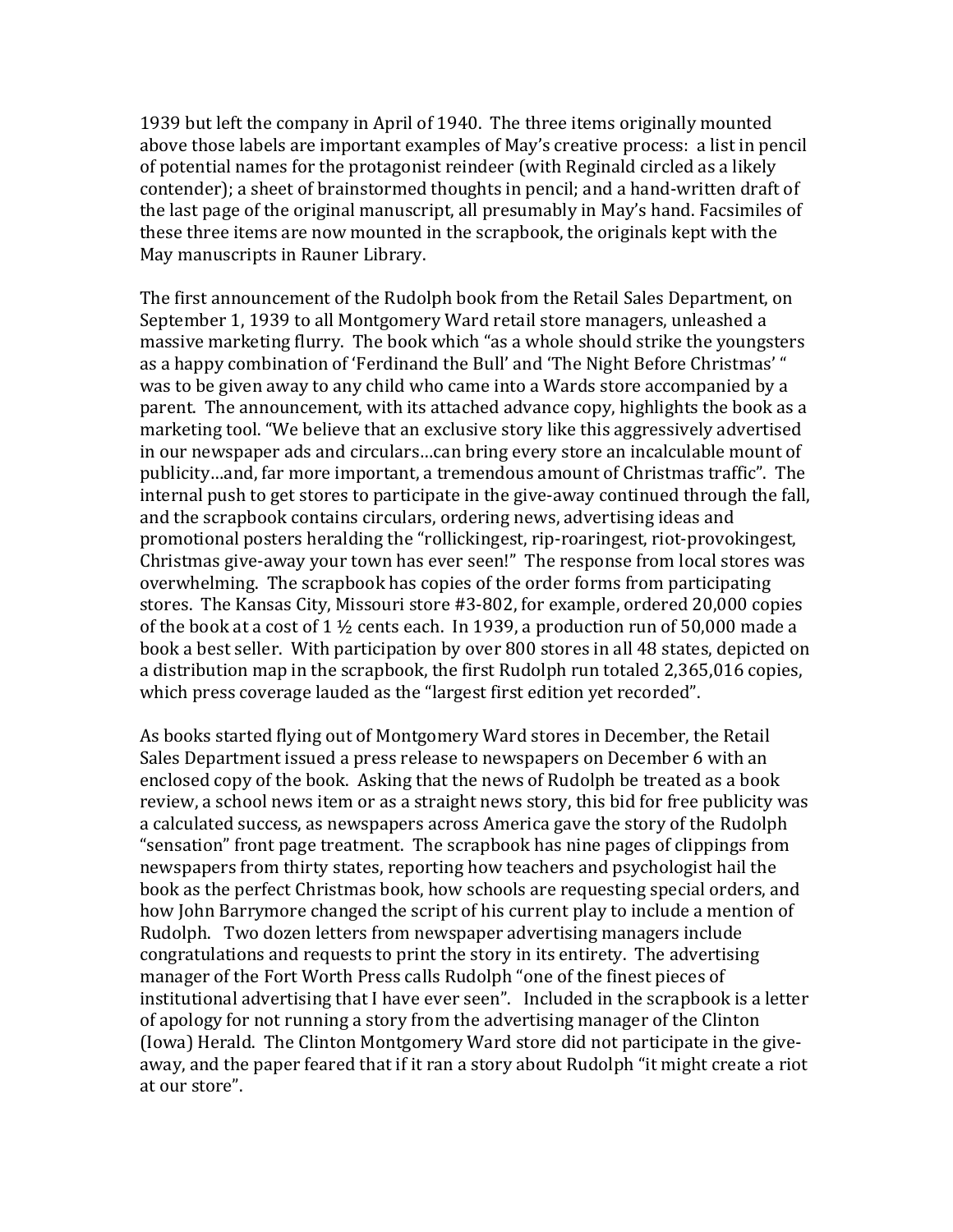1939 but left the company in April of 1940. The three items originally mounted above those labels are important examples of May's creative process: a list in pencil of potential names for the protagonist reindeer (with Reginald circled as a likely contender); a sheet of brainstormed thoughts in pencil; and a hand-written draft of the last page of the original manuscript, all presumably in May's hand. Facsimiles of these three items are now mounted in the scrapbook, the originals kept with the May manuscripts in Rauner Library.

The first announcement of the Rudolph book from the Retail Sales Department, on September 1, 1939 to all Montgomery Ward retail store managers, unleashed a massive marketing flurry. The book which "as a whole should strike the youngsters as a happy combination of 'Ferdinand the Bull' and 'The Night Before Christmas' " was to be given away to any child who came into a Wards store accompanied by a parent. The announcement, with its attached advance copy, highlights the book as a marketing tool. "We believe that an exclusive story like this aggressively advertised in our newspaper ads and circulars…can bring every store an incalculable mount of publicity…and, far more important, a tremendous amount of Christmas traffic". The internal push to get stores to participate in the give-away continued through the fall, and the scrapbook contains circulars, ordering news, advertising ideas and promotional posters heralding the "rollickingest, rip-roaringest, riot-provokingest, Christmas give-away your town has ever seen!" The response from local stores was overwhelming. The scrapbook has copies of the order forms from participating stores. The Kansas City, Missouri store #3-802, for example, ordered 20,000 copies of the book at a cost of 1 ½ cents each. In 1939, a production run of 50,000 made a book a best seller. With participation by over 800 stores in all 48 states, depicted on a distribution map in the scrapbook, the first Rudolph run totaled 2,365,016 copies, which press coverage lauded as the "largest first edition yet recorded".

As books started flying out of Montgomery Ward stores in December, the Retail Sales Department issued a press release to newspapers on December 6 with an enclosed copy of the book. Asking that the news of Rudolph be treated as a book review, a school news item or as a straight news story, this bid for free publicity was a calculated success, as newspapers across America gave the story of the Rudolph "sensation" front page treatment. The scrapbook has nine pages of clippings from newspapers from thirty states, reporting how teachers and psychologist hail the book as the perfect Christmas book, how schools are requesting special orders, and how John Barrymore changed the script of his current play to include a mention of Rudolph. Two dozen letters from newspaper advertising managers include congratulations and requests to print the story in its entirety. The advertising manager of the Fort Worth Press calls Rudolph "one of the finest pieces of institutional advertising that I have ever seen". Included in the scrapbook is a letter of apology for not running a story from the advertising manager of the Clinton (Iowa) Herald. The Clinton Montgomery Ward store did not participate in the give-away, and the paper feared that if it ran a story about Rudolph "it might create a riot at our store".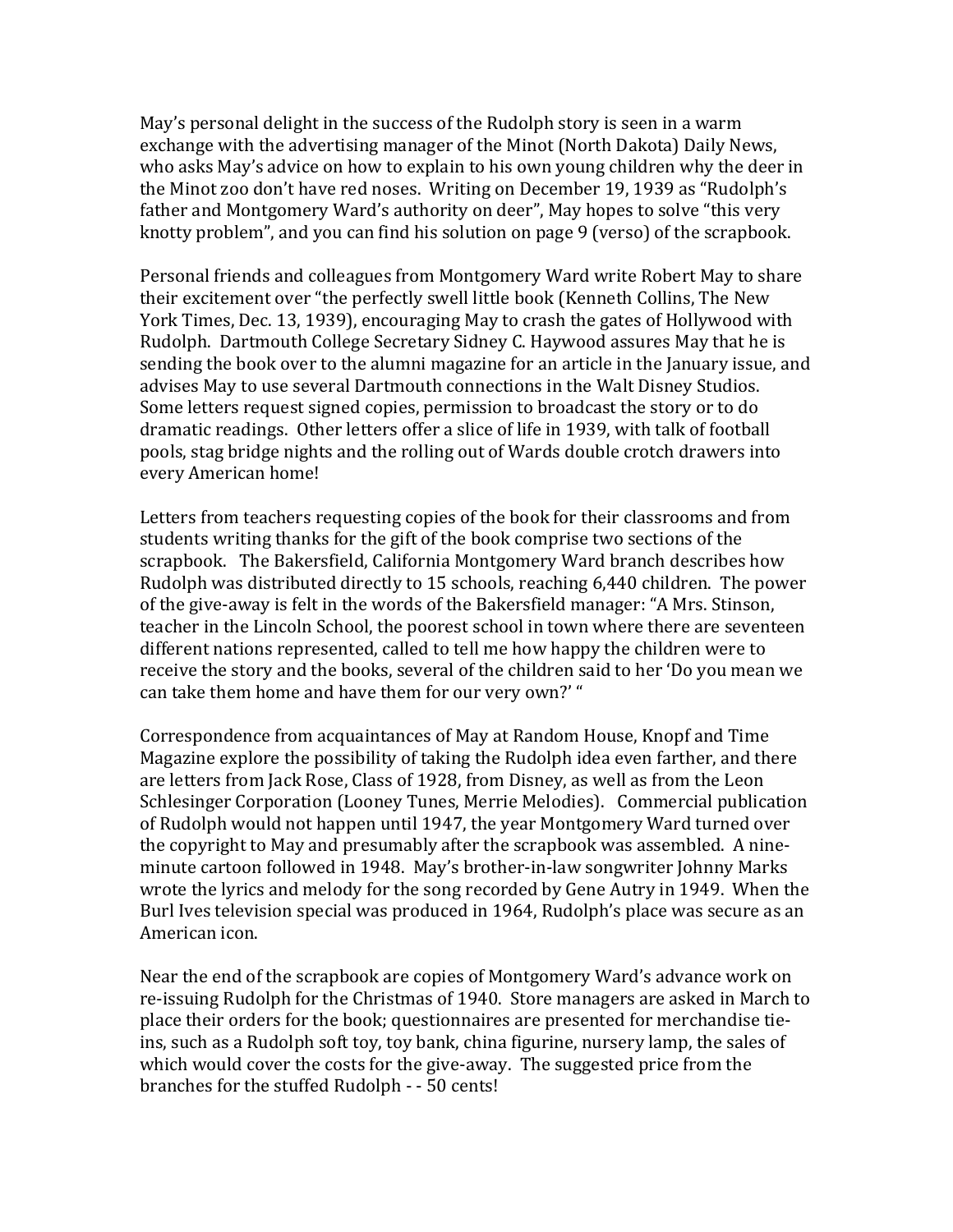May's personal delight in the success of the Rudolph story is seen in a warm exchange with the advertising manager of the Minot (North Dakota) Daily News, who asks May's advice on how to explain to his own young children why the deer in the Minot zoo don't have red noses. Writing on December 19, 1939 as "Rudolph's father and Montgomery Ward's authority on deer", May hopes to solve "this very knotty problem", and you can find his solution on page 9 (verso) of the scrapbook.

Personal friends and colleagues from Montgomery Ward write Robert May to share their excitement over "the perfectly swell little book (Kenneth Collins, The New York Times, Dec. 13, 1939), encouraging May to crash the gates of Hollywood with Rudolph. Dartmouth College Secretary Sidney C. Haywood assures May that he is sending the book over to the alumni magazine for an article in the January issue, and advises May to use several Dartmouth connections in the Walt Disney Studios. Some letters request signed copies, permission to broadcast the story or to do dramatic readings. Other letters offer a slice of life in 1939, with talk of football pools, stag bridge nights and the rolling out of Wards double crotch drawers into every American home!

Letters from teachers requesting copies of the book for their classrooms and from students writing thanks for the gift of the book comprise two sections of the scrapbook. The Bakersfield, California Montgomery Ward branch describes how Rudolph was distributed directly to 15 schools, reaching 6,440 children. The power of the give-away is felt in the words of the Bakersfield manager: "A Mrs. Stinson, teacher in the Lincoln School, the poorest school in town where there are seventeen different nations represented, called to tell me how happy the children were to receive the story and the books, several of the children said to her 'Do you mean we can take them home and have them for our very own?' "

Correspondence from acquaintances of May at Random House, Knopf and Time Magazine explore the possibility of taking the Rudolph idea even farther, and there are letters from Jack Rose, Class of 1928, from Disney, as well as from the Leon Schlesinger Corporation (Looney Tunes, Merrie Melodies). Commercial publication of Rudolph would not happen until 1947, the year Montgomery Ward turned over the copyright to May and presumably after the scrapbook was assembled. A nine-minute cartoon followed in 1948. May's brother-in-law songwriter Johnny Marks wrote the lyrics and melody for the song recorded by Gene Autry in 1949. When the Burl Ives television special was produced in 1964, Rudolph's place was secure as an American icon.

Near the end of the scrapbook are copies of Montgomery Ward's advance work on re-issuing Rudolph for the Christmas of 1940. Store managers are asked in March to place their orders for the book; questionnaires are presented for merchandise tie-ins, such as a Rudolph soft toy, toy bank, china figurine, nursery lamp, the sales of which would cover the costs for the give-away. The suggested price from the branches for the stuffed Rudolph - - 50 cents!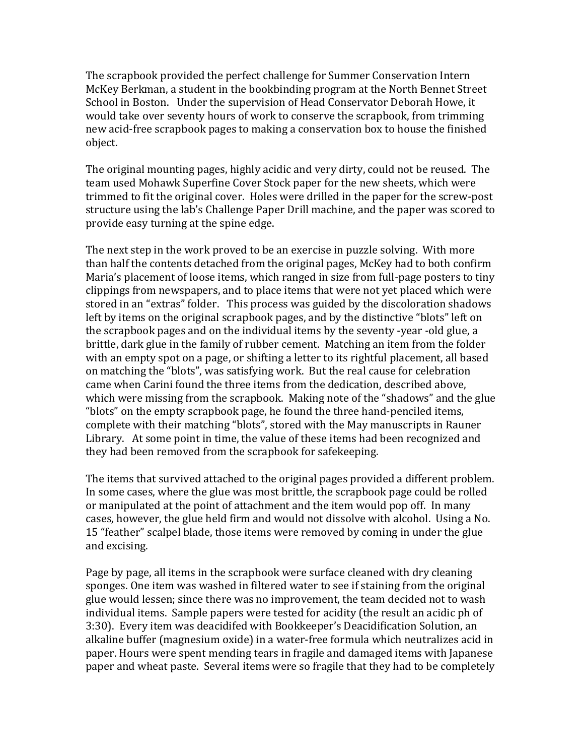The scrapbook provided the perfect challenge for Summer Conservation Intern McKey Berkman, a student in the bookbinding program at the North Bennet Street School in Boston. Under the supervision of Head Conservator Deborah Howe, it would take over seventy hours of work to conserve the scrapbook, from trimming new acid-free scrapbook pages to making a conservation box to house the finished object.

The original mounting pages, highly acidic and very dirty, could not be reused. The team used Mohawk Superfine Cover Stock paper for the new sheets, which were trimmed to fit the original cover. Holes were drilled in the paper for the screw-post structure using the lab's Challenge Paper Drill machine, and the paper was scored to provide easy turning at the spine edge.

The next step in the work proved to be an exercise in puzzle solving. With more than half the contents detached from the original pages, McKey had to both confirm Maria's placement of loose items, which ranged in size from full-page posters to tiny clippings from newspapers, and to place items that were not yet placed which were stored in an "extras" folder. This process was guided by the discoloration shadows left by items on the original scrapbook pages, and by the distinctive "blots" left on the scrapbook pages and on the individual items by the seventy -year -old glue, a brittle, dark glue in the family of rubber cement. Matching an item from the folder with an empty spot on a page, or shifting a letter to its rightful placement, all based on matching the "blots", was satisfying work. But the real cause for celebration came when Carini found the three items from the dedication, described above, which were missing from the scrapbook. Making note of the "shadows" and the glue "blots" on the empty scrapbook page, he found the three hand-penciled items, complete with their matching "blots", stored with the May manuscripts in Rauner Library. At some point in time, the value of these items had been recognized and they had been removed from the scrapbook for safekeeping.

The items that survived attached to the original pages provided a different problem. In some cases, where the glue was most brittle, the scrapbook page could be rolled or manipulated at the point of attachment and the item would pop off. In many cases, however, the glue held firm and would not dissolve with alcohol. Using a No. 15 "feather" scalpel blade, those items were removed by coming in under the glue and excising.

Page by page, all items in the scrapbook were surface cleaned with dry cleaning sponges. One item was washed in filtered water to see if staining from the original glue would lessen; since there was no improvement, the team decided not to wash individual items. Sample papers were tested for acidity (the result an acidic ph of 3:30). Every item was deacidifed with Bookkeeper's Deacidification Solution, an alkaline buffer (magnesium oxide) in a water-free formula which neutralizes acid in paper. Hours were spent mending tears in fragile and damaged items with Japanese paper and wheat paste. Several items were so fragile that they had to be completely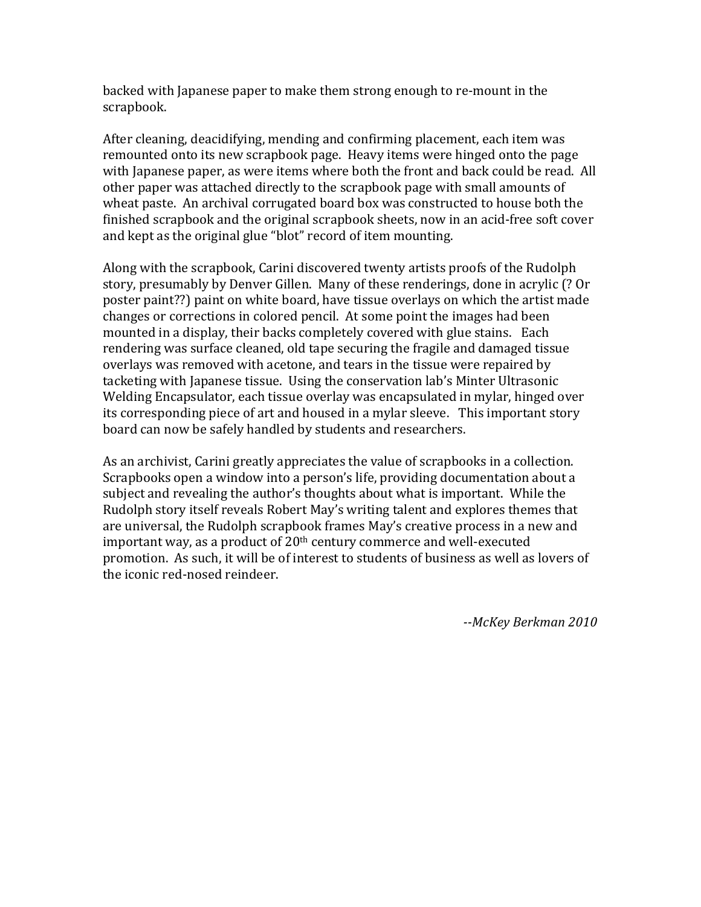backed with Japanese paper to make them strong enough to re-mount in the scrapbook.

After cleaning, deacidifying, mending and confirming placement, each item was remounted onto its new scrapbook page. Heavy items were hinged onto the page with Japanese paper, as were items where both the front and back could be read. All other paper was attached directly to the scrapbook page with small amounts of wheat paste. An archival corrugated board box was constructed to house both the finished scrapbook and the original scrapbook sheets, now in an acid-free soft cover and kept as the original glue "blot" record of item mounting.

Along with the scrapbook, Carini discovered twenty artists proofs of the Rudolph story, presumably by Denver Gillen. Many of these renderings, done in acrylic (? Or poster paint??) paint on white board, have tissue overlays on which the artist made changes or corrections in colored pencil. At some point the images had been mounted in a display, their backs completely covered with glue stains. Each rendering was surface cleaned, old tape securing the fragile and damaged tissue overlays was removed with acetone, and tears in the tissue were repaired by tacketing with Japanese tissue. Using the conservation lab's Minter Ultrasonic Welding Encapsulator, each tissue overlay was encapsulated in mylar, hinged over its corresponding piece of art and housed in a mylar sleeve. This important story board can now be safely handled by students and researchers.

As an archivist, Carini greatly appreciates the value of scrapbooks in a collection. Scrapbooks open a window into a person's life, providing documentation about a subject and revealing the author's thoughts about what is important. While the Rudolph story itself reveals Robert May's writing talent and explores themes that are universal, the Rudolph scrapbook frames May's creative process in a new and important way, as a product of 20th century commerce and well-executed promotion. As such, it will be of interest to students of business as well as lovers of the iconic red-nosed reindeer.

*--McKey Berkman 2010*